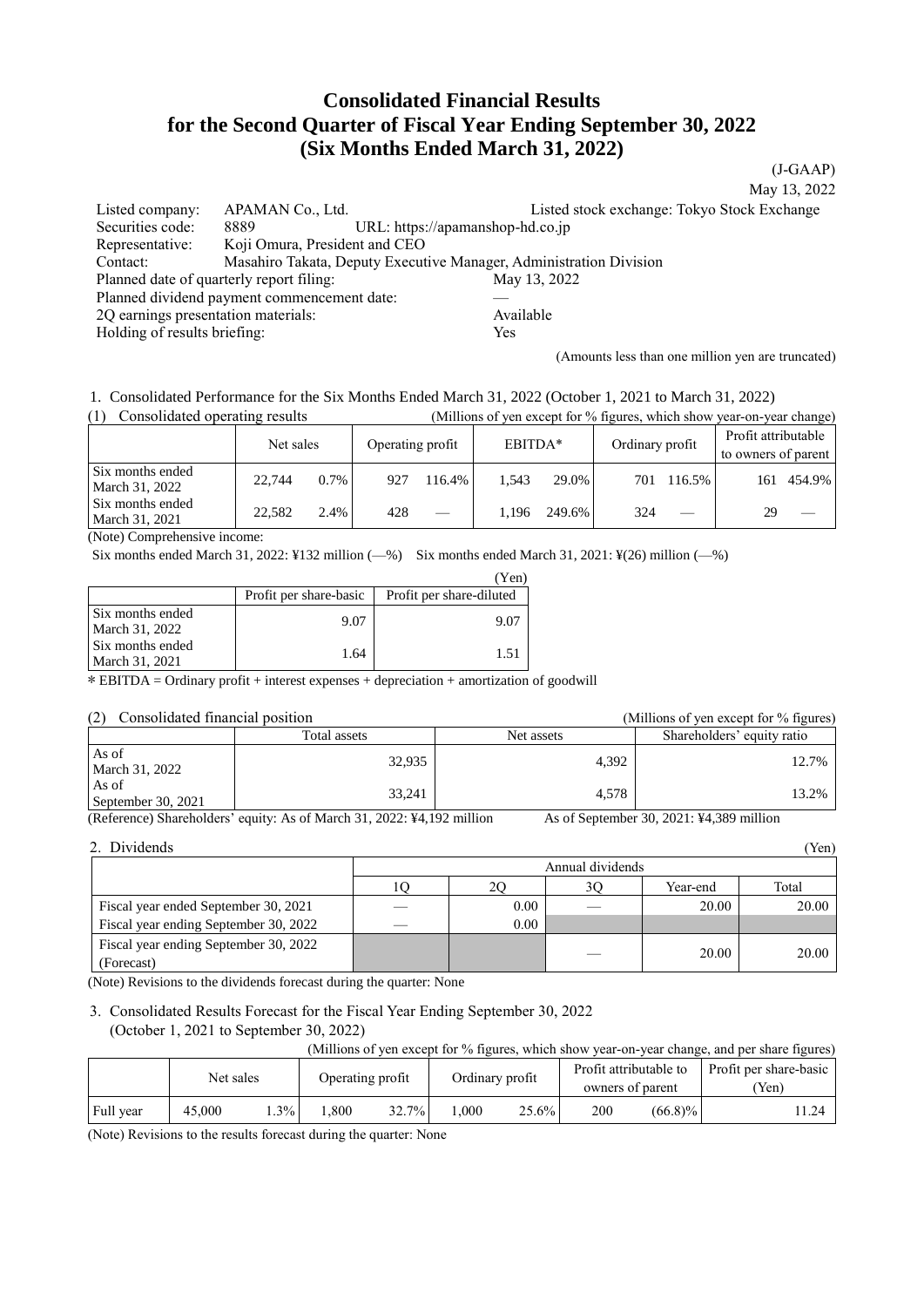# Consolidated Financial Results for the Second Quarter of Fiscal Year Ending September 30, 2022 (Six Months Ended March 31, 2022)

(J-GAAP)

May 13, 2022

| | | |
|---|---|---|
| Listed company: | APAMAN Co., Ltd. | Listed stock exchange: Tokyo Stock Exchange |
| Securities code: | 8889 | URL: https://apamanshop-hd.co.jp |
| Representative: | Koji Omura, President and CEO | |
| Contact: | Masahiro Takata, Deputy Executive Manager, Administration Division | |
| Planned date of quarterly report filing: | | May 13, 2022 |
| Planned dividend payment commencement date: | | — |
| 2Q earnings presentation materials: | | Available |
| Holding of results briefing: | | Yes |

(Amounts less than one million yen are truncated)

1. Consolidated Performance for the Six Months Ended March 31, 2022 (October 1, 2021 to March 31, 2022)

(1) Consolidated operating results (Millions of yen except for % figures, which show year-on-year change)

| | Net sales | | Operating profit | | EBITDA* | | Ordinary profit | | Profit attributable to owners of parent | |
|---|---|---|---|---|---|---|---|---|---|---|
| Six months ended March 31, 2022 | 22,744 | 0.7% | 927 | 116.4% | 1,543 | 29.0% | 701 | 116.5% | 161 | 454.9% |
| Six months ended March 31, 2021 | 22,582 | 2.4% | 428 | — | 1,196 | 249.6% | 324 | — | 29 | — |

(Note) Comprehensive income:

Six months ended March 31, 2022: ¥132 million (—%) Six months ended March 31, 2021: ¥(26) million (—%)

(Yen)

| | Profit per share-basic | Profit per share-diluted |
|---|---|---|
| Six months ended March 31, 2022 | 9.07 | 9.07 |
| Six months ended March 31, 2021 | 1.64 | 1.51 |

* EBITDA = Ordinary profit + interest expenses + depreciation + amortization of goodwill

(2) Consolidated financial position (Millions of yen except for % figures)

| | Total assets | Net assets | Shareholders' equity ratio |
|---|---|---|---|
| As of March 31, 2022 | 32,935 | 4,392 | 12.7% |
| As of September 30, 2021 | 33,241 | 4,578 | 13.2% |

(Reference) Shareholders' equity: As of March 31, 2022: ¥4,192 million As of September 30, 2021: ¥4,389 million

2. Dividends (Yen)

| | Annual dividends | | | | |
|---|---|---|---|---|---|
| | 1Q | 2Q | 3Q | Year-end | Total |
| Fiscal year ended September 30, 2021 | — | 0.00 | — | 20.00 | 20.00 |
| Fiscal year ending September 30, 2022 | — | 0.00 | | | |
| Fiscal year ending September 30, 2022 (Forecast) | | | — | 20.00 | 20.00 |

(Note) Revisions to the dividends forecast during the quarter: None

3. Consolidated Results Forecast for the Fiscal Year Ending September 30, 2022 (October 1, 2021 to September 30, 2022)

(Millions of yen except for % figures, which show year-on-year change, and per share figures)

| | Net sales | | Operating profit | | Ordinary profit | | Profit attributable to owners of parent | | Profit per share-basic (Yen) |
|---|---|---|---|---|---|---|---|---|---|
| Full year | 45,000 | 1.3% | 1,800 | 32.7% | 1,000 | 25.6% | 200 | (66.8)% | 11.24 |

(Note) Revisions to the results forecast during the quarter: None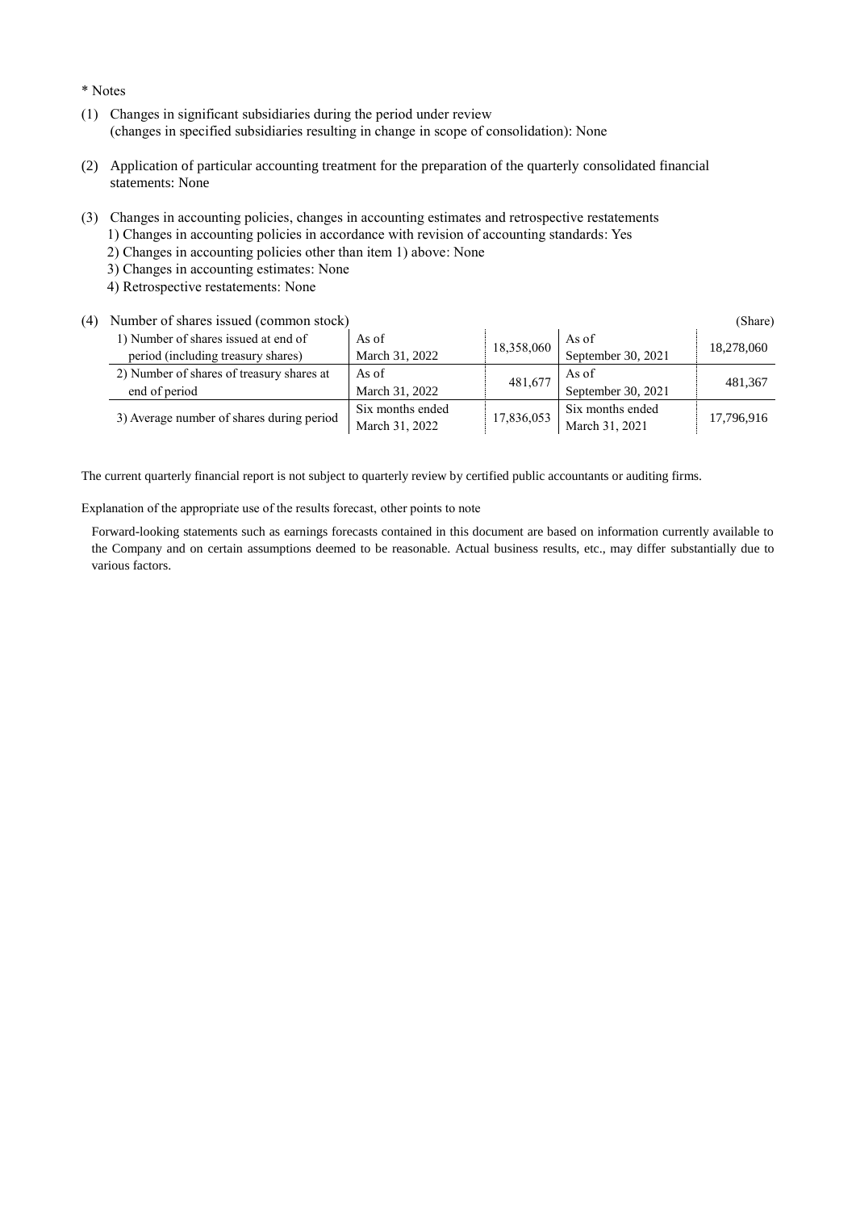\* Notes

(1) Changes in significant subsidiaries during the period under review
(changes in specified subsidiaries resulting in change in scope of consolidation): None

(2) Application of particular accounting treatment for the preparation of the quarterly consolidated financial statements: None

(3) Changes in accounting policies, changes in accounting estimates and retrospective restatements
1) Changes in accounting policies in accordance with revision of accounting standards: Yes
2) Changes in accounting policies other than item 1) above: None
3) Changes in accounting estimates: None
4) Retrospective restatements: None

(4) Number of shares issued (common stock) (Share)

| | | | | |
|---|---|---|---|---|
| 1) Number of shares issued at end of period (including treasury shares) | As of March 31, 2022 | 18,358,060 | As of September 30, 2021 | 18,278,060 |
| 2) Number of shares of treasury shares at end of period | As of March 31, 2022 | 481,677 | As of September 30, 2021 | 481,367 |
| 3) Average number of shares during period | Six months ended March 31, 2022 | 17,836,053 | Six months ended March 31, 2021 | 17,796,916 |

The current quarterly financial report is not subject to quarterly review by certified public accountants or auditing firms.

Explanation of the appropriate use of the results forecast, other points to note

Forward-looking statements such as earnings forecasts contained in this document are based on information currently available to the Company and on certain assumptions deemed to be reasonable. Actual business results, etc., may differ substantially due to various factors.